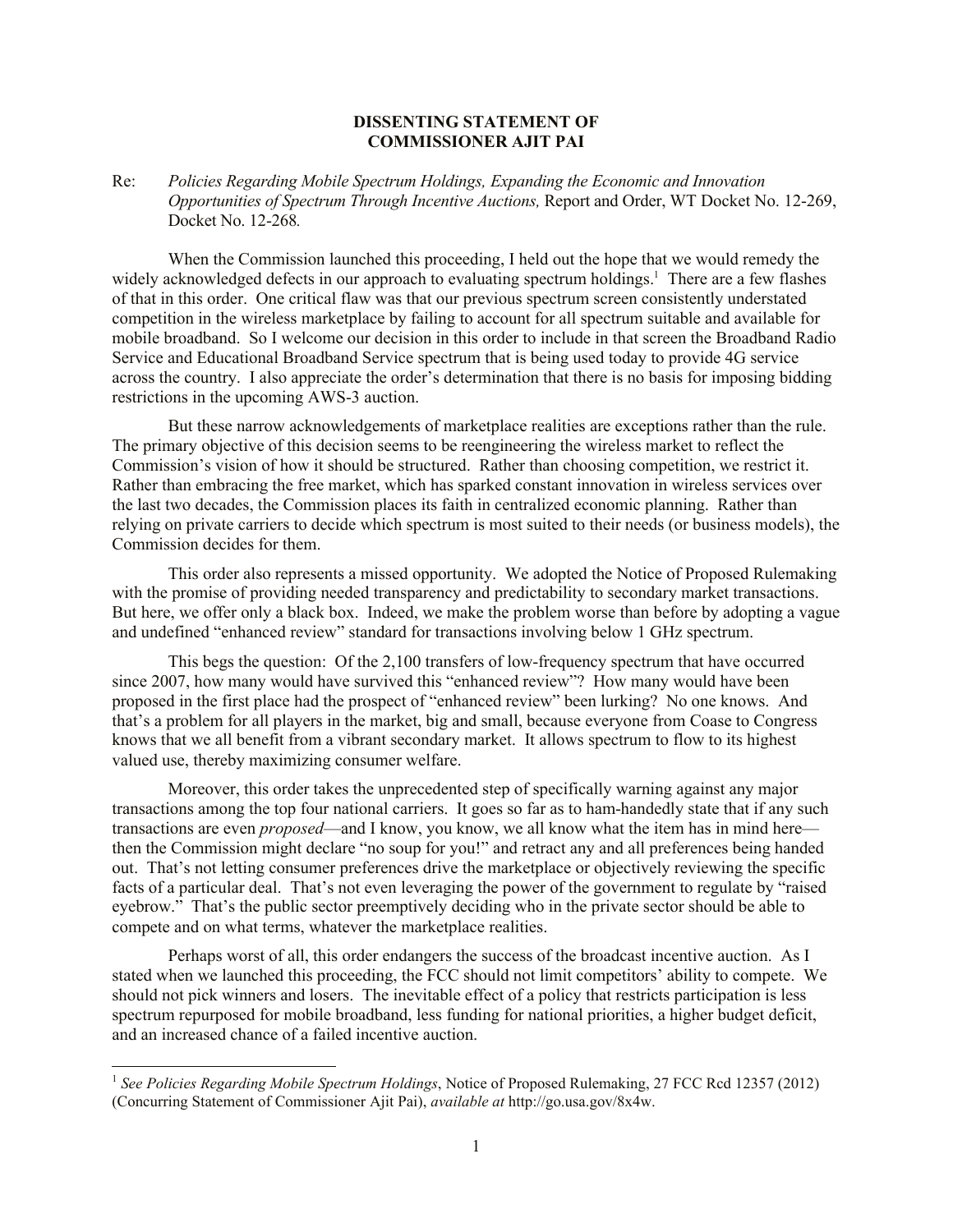**DISSENTING STATEMENT OF**
**COMMISSIONER AJIT PAI**

Re: *Policies Regarding Mobile Spectrum Holdings, Expanding the Economic and Innovation Opportunities of Spectrum Through Incentive Auctions,* Report and Order, WT Docket No. 12-269, Docket No. 12-268*.*

When the Commission launched this proceeding, I held out the hope that we would remedy the widely acknowledged defects in our approach to evaluating spectrum holdings.[1] There are a few flashes of that in this order. One critical flaw was that our previous spectrum screen consistently understated competition in the wireless marketplace by failing to account for all spectrum suitable and available for mobile broadband. So I welcome our decision in this order to include in that screen the Broadband Radio Service and Educational Broadband Service spectrum that is being used today to provide 4G service across the country. I also appreciate the order's determination that there is no basis for imposing bidding restrictions in the upcoming AWS-3 auction.

But these narrow acknowledgements of marketplace realities are exceptions rather than the rule. The primary objective of this decision seems to be reengineering the wireless market to reflect the Commission's vision of how it should be structured. Rather than choosing competition, we restrict it. Rather than embracing the free market, which has sparked constant innovation in wireless services over the last two decades, the Commission places its faith in centralized economic planning. Rather than relying on private carriers to decide which spectrum is most suited to their needs (or business models), the Commission decides for them.

This order also represents a missed opportunity. We adopted the Notice of Proposed Rulemaking with the promise of providing needed transparency and predictability to secondary market transactions. But here, we offer only a black box. Indeed, we make the problem worse than before by adopting a vague and undefined "enhanced review" standard for transactions involving below 1 GHz spectrum.

This begs the question: Of the 2,100 transfers of low-frequency spectrum that have occurred since 2007, how many would have survived this "enhanced review"? How many would have been proposed in the first place had the prospect of "enhanced review" been lurking? No one knows. And that's a problem for all players in the market, big and small, because everyone from Coase to Congress knows that we all benefit from a vibrant secondary market. It allows spectrum to flow to its highest valued use, thereby maximizing consumer welfare.

Moreover, this order takes the unprecedented step of specifically warning against any major transactions among the top four national carriers. It goes so far as to ham-handedly state that if any such transactions are even *proposed*—and I know, you know, we all know what the item has in mind here—then the Commission might declare "no soup for you!" and retract any and all preferences being handed out. That's not letting consumer preferences drive the marketplace or objectively reviewing the specific facts of a particular deal. That's not even leveraging the power of the government to regulate by "raised eyebrow." That's the public sector preemptively deciding who in the private sector should be able to compete and on what terms, whatever the marketplace realities.

Perhaps worst of all, this order endangers the success of the broadcast incentive auction. As I stated when we launched this proceeding, the FCC should not limit competitors' ability to compete. We should not pick winners and losers. The inevitable effect of a policy that restricts participation is less spectrum repurposed for mobile broadband, less funding for national priorities, a higher budget deficit, and an increased chance of a failed incentive auction.

---

[1] *See Policies Regarding Mobile Spectrum Holdings*, Notice of Proposed Rulemaking, 27 FCC Rcd 12357 (2012) (Concurring Statement of Commissioner Ajit Pai), *available at* http://go.usa.gov/8x4w.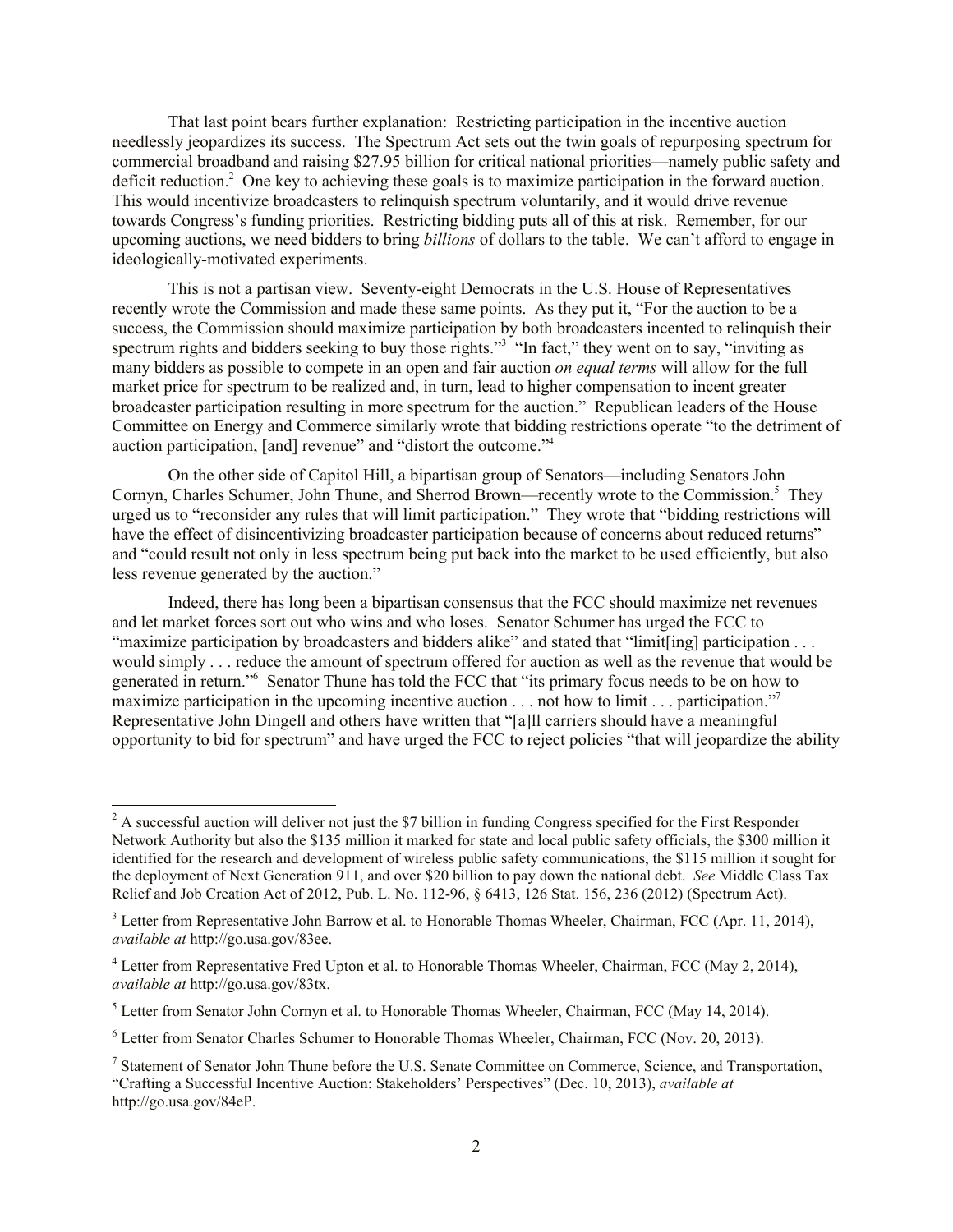That last point bears further explanation: Restricting participation in the incentive auction needlessly jeopardizes its success. The Spectrum Act sets out the twin goals of repurposing spectrum for commercial broadband and raising $27.95 billion for critical national priorities—namely public safety and deficit reduction.[2] One key to achieving these goals is to maximize participation in the forward auction. This would incentivize broadcasters to relinquish spectrum voluntarily, and it would drive revenue towards Congress's funding priorities. Restricting bidding puts all of this at risk. Remember, for our upcoming auctions, we need bidders to bring *billions* of dollars to the table. We can't afford to engage in ideologically-motivated experiments.

This is not a partisan view. Seventy-eight Democrats in the U.S. House of Representatives recently wrote the Commission and made these same points. As they put it, "For the auction to be a success, the Commission should maximize participation by both broadcasters incented to relinquish their spectrum rights and bidders seeking to buy those rights."[3] "In fact," they went on to say, "inviting as many bidders as possible to compete in an open and fair auction *on equal terms* will allow for the full market price for spectrum to be realized and, in turn, lead to higher compensation to incent greater broadcaster participation resulting in more spectrum for the auction." Republican leaders of the House Committee on Energy and Commerce similarly wrote that bidding restrictions operate "to the detriment of auction participation, [and] revenue" and "distort the outcome."[4]

On the other side of Capitol Hill, a bipartisan group of Senators—including Senators John Cornyn, Charles Schumer, John Thune, and Sherrod Brown—recently wrote to the Commission.[5] They urged us to "reconsider any rules that will limit participation." They wrote that "bidding restrictions will have the effect of disincentivizing broadcaster participation because of concerns about reduced returns" and "could result not only in less spectrum being put back into the market to be used efficiently, but also less revenue generated by the auction."

Indeed, there has long been a bipartisan consensus that the FCC should maximize net revenues and let market forces sort out who wins and who loses. Senator Schumer has urged the FCC to "maximize participation by broadcasters and bidders alike" and stated that "limit[ing] participation . . . would simply . . . reduce the amount of spectrum offered for auction as well as the revenue that would be generated in return."[6] Senator Thune has told the FCC that "its primary focus needs to be on how to maximize participation in the upcoming incentive auction . . . not how to limit . . . participation."[7] Representative John Dingell and others have written that "[a]ll carriers should have a meaningful opportunity to bid for spectrum" and have urged the FCC to reject policies "that will jeopardize the ability

---

[2] A successful auction will deliver not just the $7 billion in funding Congress specified for the First Responder Network Authority but also the $135 million it marked for state and local public safety officials, the $300 million it identified for the research and development of wireless public safety communications, the $115 million it sought for the deployment of Next Generation 911, and over $20 billion to pay down the national debt. *See* Middle Class Tax Relief and Job Creation Act of 2012, Pub. L. No. 112-96, § 6413, 126 Stat. 156, 236 (2012) (Spectrum Act).

[3] Letter from Representative John Barrow et al. to Honorable Thomas Wheeler, Chairman, FCC (Apr. 11, 2014), *available at* http://go.usa.gov/83ee.

[4] Letter from Representative Fred Upton et al. to Honorable Thomas Wheeler, Chairman, FCC (May 2, 2014), *available at* http://go.usa.gov/83tx.

[5] Letter from Senator John Cornyn et al. to Honorable Thomas Wheeler, Chairman, FCC (May 14, 2014).

[6] Letter from Senator Charles Schumer to Honorable Thomas Wheeler, Chairman, FCC (Nov. 20, 2013).

[7] Statement of Senator John Thune before the U.S. Senate Committee on Commerce, Science, and Transportation, "Crafting a Successful Incentive Auction: Stakeholders' Perspectives" (Dec. 10, 2013), *available at* http://go.usa.gov/84eP.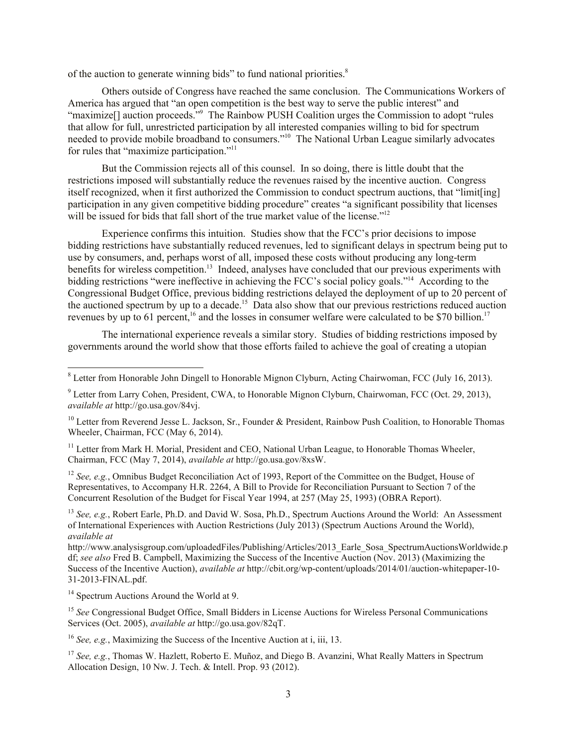of the auction to generate winning bids" to fund national priorities.[8]

Others outside of Congress have reached the same conclusion. The Communications Workers of America has argued that "an open competition is the best way to serve the public interest" and "maximize[] auction proceeds."[9] The Rainbow PUSH Coalition urges the Commission to adopt "rules that allow for full, unrestricted participation by all interested companies willing to bid for spectrum needed to provide mobile broadband to consumers."[10] The National Urban League similarly advocates for rules that "maximize participation."[11]

But the Commission rejects all of this counsel. In so doing, there is little doubt that the restrictions imposed will substantially reduce the revenues raised by the incentive auction. Congress itself recognized, when it first authorized the Commission to conduct spectrum auctions, that "limit[ing] participation in any given competitive bidding procedure" creates "a significant possibility that licenses will be issued for bids that fall short of the true market value of the license."[12]

Experience confirms this intuition. Studies show that the FCC's prior decisions to impose bidding restrictions have substantially reduced revenues, led to significant delays in spectrum being put to use by consumers, and, perhaps worst of all, imposed these costs without producing any long-term benefits for wireless competition.[13] Indeed, analyses have concluded that our previous experiments with bidding restrictions "were ineffective in achieving the FCC's social policy goals."[14] According to the Congressional Budget Office, previous bidding restrictions delayed the deployment of up to 20 percent of the auctioned spectrum by up to a decade.[15] Data also show that our previous restrictions reduced auction revenues by up to 61 percent,[16] and the losses in consumer welfare were calculated to be $70 billion.[17]

The international experience reveals a similar story. Studies of bidding restrictions imposed by governments around the world show that those efforts failed to achieve the goal of creating a utopian

---

[8] Letter from Honorable John Dingell to Honorable Mignon Clyburn, Acting Chairwoman, FCC (July 16, 2013).

[9] Letter from Larry Cohen, President, CWA, to Honorable Mignon Clyburn, Chairwoman, FCC (Oct. 29, 2013), *available at* http://go.usa.gov/84vj.

[10] Letter from Reverend Jesse L. Jackson, Sr., Founder & President, Rainbow Push Coalition, to Honorable Thomas Wheeler, Chairman, FCC (May 6, 2014).

[11] Letter from Mark H. Morial, President and CEO, National Urban League, to Honorable Thomas Wheeler, Chairman, FCC (May 7, 2014), *available at* http://go.usa.gov/8xsW.

[12] *See, e.g.*, Omnibus Budget Reconciliation Act of 1993, Report of the Committee on the Budget, House of Representatives, to Accompany H.R. 2264, A Bill to Provide for Reconciliation Pursuant to Section 7 of the Concurrent Resolution of the Budget for Fiscal Year 1994, at 257 (May 25, 1993) (OBRA Report).

[13] *See, e.g.*, Robert Earle, Ph.D. and David W. Sosa, Ph.D., Spectrum Auctions Around the World: An Assessment of International Experiences with Auction Restrictions (July 2013) (Spectrum Auctions Around the World), *available at* http://www.analysisgroup.com/uploadedFiles/Publishing/Articles/2013_Earle_Sosa_SpectrumAuctionsWorldwide.pdf; *see also* Fred B. Campbell, Maximizing the Success of the Incentive Auction (Nov. 2013) (Maximizing the Success of the Incentive Auction), *available at* http://cbit.org/wp-content/uploads/2014/01/auction-whitepaper-10-31-2013-FINAL.pdf.

[14] Spectrum Auctions Around the World at 9.

[15] *See* Congressional Budget Office, Small Bidders in License Auctions for Wireless Personal Communications Services (Oct. 2005), *available at* http://go.usa.gov/82qT.

[16] *See, e.g.*, Maximizing the Success of the Incentive Auction at i, iii, 13.

[17] *See, e.g.*, Thomas W. Hazlett, Roberto E. Muñoz, and Diego B. Avanzini, What Really Matters in Spectrum Allocation Design, 10 Nw. J. Tech. & Intell. Prop. 93 (2012).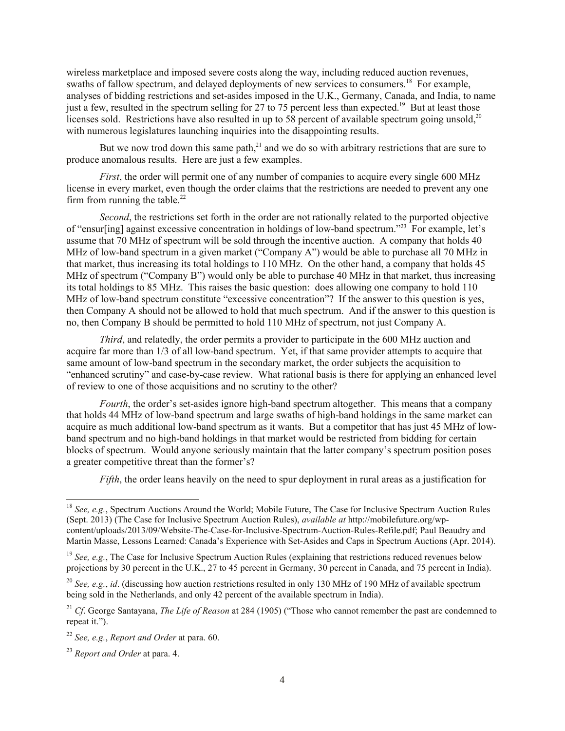wireless marketplace and imposed severe costs along the way, including reduced auction revenues, swaths of fallow spectrum, and delayed deployments of new services to consumers.[18] For example, analyses of bidding restrictions and set-asides imposed in the U.K., Germany, Canada, and India, to name just a few, resulted in the spectrum selling for 27 to 75 percent less than expected.[19] But at least those licenses sold. Restrictions have also resulted in up to 58 percent of available spectrum going unsold,[20] with numerous legislatures launching inquiries into the disappointing results.

But we now trod down this same path,[21] and we do so with arbitrary restrictions that are sure to produce anomalous results. Here are just a few examples.

*First*, the order will permit one of any number of companies to acquire every single 600 MHz license in every market, even though the order claims that the restrictions are needed to prevent any one firm from running the table.[22]

*Second*, the restrictions set forth in the order are not rationally related to the purported objective of "ensur[ing] against excessive concentration in holdings of low-band spectrum."[23] For example, let's assume that 70 MHz of spectrum will be sold through the incentive auction. A company that holds 40 MHz of low-band spectrum in a given market ("Company A") would be able to purchase all 70 MHz in that market, thus increasing its total holdings to 110 MHz. On the other hand, a company that holds 45 MHz of spectrum ("Company B") would only be able to purchase 40 MHz in that market, thus increasing its total holdings to 85 MHz. This raises the basic question: does allowing one company to hold 110 MHz of low-band spectrum constitute "excessive concentration"? If the answer to this question is yes, then Company A should not be allowed to hold that much spectrum. And if the answer to this question is no, then Company B should be permitted to hold 110 MHz of spectrum, not just Company A.

*Third*, and relatedly, the order permits a provider to participate in the 600 MHz auction and acquire far more than 1/3 of all low-band spectrum. Yet, if that same provider attempts to acquire that same amount of low-band spectrum in the secondary market, the order subjects the acquisition to "enhanced scrutiny" and case-by-case review. What rational basis is there for applying an enhanced level of review to one of those acquisitions and no scrutiny to the other?

*Fourth*, the order's set-asides ignore high-band spectrum altogether. This means that a company that holds 44 MHz of low-band spectrum and large swaths of high-band holdings in the same market can acquire as much additional low-band spectrum as it wants. But a competitor that has just 45 MHz of low-band spectrum and no high-band holdings in that market would be restricted from bidding for certain blocks of spectrum. Would anyone seriously maintain that the latter company's spectrum position poses a greater competitive threat than the former's?

*Fifth*, the order leans heavily on the need to spur deployment in rural areas as a justification for

---

[18] *See, e.g.*, Spectrum Auctions Around the World; Mobile Future, The Case for Inclusive Spectrum Auction Rules (Sept. 2013) (The Case for Inclusive Spectrum Auction Rules), *available at* http://mobilefuture.org/wp-content/uploads/2013/09/Website-The-Case-for-Inclusive-Spectrum-Auction-Rules-Refile.pdf; Paul Beaudry and Martin Masse, Lessons Learned: Canada's Experience with Set-Asides and Caps in Spectrum Auctions (Apr. 2014).

[19] *See, e.g.*, The Case for Inclusive Spectrum Auction Rules (explaining that restrictions reduced revenues below projections by 30 percent in the U.K., 27 to 45 percent in Germany, 30 percent in Canada, and 75 percent in India).

[20] *See, e.g.*, *id*. (discussing how auction restrictions resulted in only 130 MHz of 190 MHz of available spectrum being sold in the Netherlands, and only 42 percent of the available spectrum in India).

[21] *Cf.* George Santayana, *The Life of Reason* at 284 (1905) ("Those who cannot remember the past are condemned to repeat it.").

[22] *See, e.g.*, *Report and Order* at para. 60.

[23] *Report and Order* at para. 4.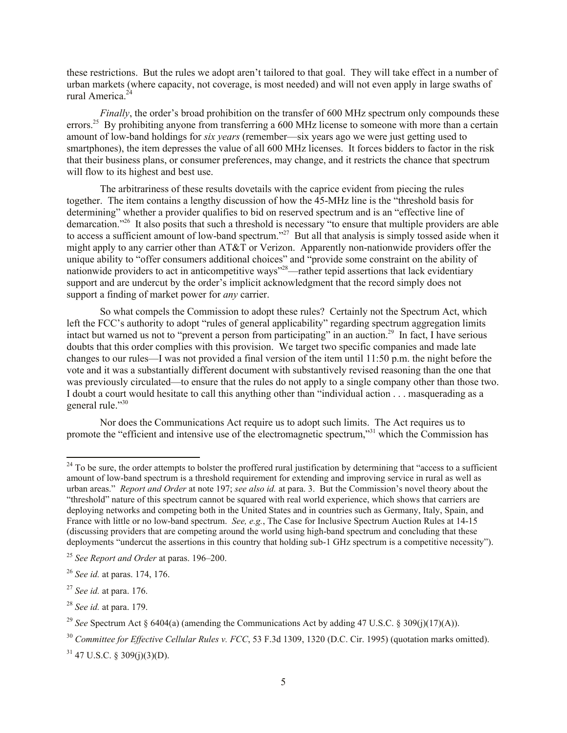these restrictions. But the rules we adopt aren't tailored to that goal. They will take effect in a number of urban markets (where capacity, not coverage, is most needed) and will not even apply in large swaths of rural America.[24]

*Finally*, the order's broad prohibition on the transfer of 600 MHz spectrum only compounds these errors.[25] By prohibiting anyone from transferring a 600 MHz license to someone with more than a certain amount of low-band holdings for *six years* (remember—six years ago we were just getting used to smartphones), the item depresses the value of all 600 MHz licenses. It forces bidders to factor in the risk that their business plans, or consumer preferences, may change, and it restricts the chance that spectrum will flow to its highest and best use.

The arbitrariness of these results dovetails with the caprice evident from piecing the rules together. The item contains a lengthy discussion of how the 45-MHz line is the "threshold basis for determining" whether a provider qualifies to bid on reserved spectrum and is an "effective line of demarcation."[26] It also posits that such a threshold is necessary "to ensure that multiple providers are able to access a sufficient amount of low-band spectrum."[27] But all that analysis is simply tossed aside when it might apply to any carrier other than AT&T or Verizon. Apparently non-nationwide providers offer the unique ability to "offer consumers additional choices" and "provide some constraint on the ability of nationwide providers to act in anticompetitive ways"[28]—rather tepid assertions that lack evidentiary support and are undercut by the order's implicit acknowledgment that the record simply does not support a finding of market power for *any* carrier.

So what compels the Commission to adopt these rules? Certainly not the Spectrum Act, which left the FCC's authority to adopt "rules of general applicability" regarding spectrum aggregation limits intact but warned us not to "prevent a person from participating" in an auction.[29] In fact, I have serious doubts that this order complies with this provision. We target two specific companies and made late changes to our rules—I was not provided a final version of the item until 11:50 p.m. the night before the vote and it was a substantially different document with substantively revised reasoning than the one that was previously circulated—to ensure that the rules do not apply to a single company other than those two. I doubt a court would hesitate to call this anything other than "individual action . . . masquerading as a general rule."[30]

Nor does the Communications Act require us to adopt such limits. The Act requires us to promote the "efficient and intensive use of the electromagnetic spectrum,"[31] which the Commission has

---

[24] To be sure, the order attempts to bolster the proffered rural justification by determining that "access to a sufficient amount of low-band spectrum is a threshold requirement for extending and improving service in rural as well as urban areas." *Report and Order* at note 197; *see also id.* at para. 3. But the Commission's novel theory about the "threshold" nature of this spectrum cannot be squared with real world experience, which shows that carriers are deploying networks and competing both in the United States and in countries such as Germany, Italy, Spain, and France with little or no low-band spectrum. *See, e.g.*, The Case for Inclusive Spectrum Auction Rules at 14-15 (discussing providers that are competing around the world using high-band spectrum and concluding that these deployments "undercut the assertions in this country that holding sub-1 GHz spectrum is a competitive necessity").

[25] *See Report and Order* at paras. 196–200.

[26] *See id.* at paras. 174, 176.

[27] *See id.* at para. 176.

[28] *See id.* at para. 179.

[29] *See* Spectrum Act § 6404(a) (amending the Communications Act by adding 47 U.S.C. § 309(j)(17)(A)).

[30] *Committee for Effective Cellular Rules v. FCC*, 53 F.3d 1309, 1320 (D.C. Cir. 1995) (quotation marks omitted).

[31] 47 U.S.C. § 309(j)(3)(D).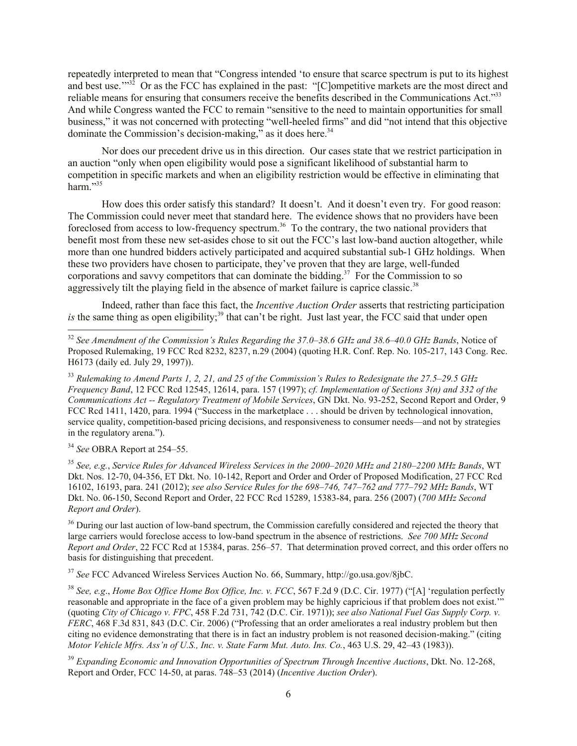repeatedly interpreted to mean that "Congress intended 'to ensure that scarce spectrum is put to its highest and best use.'"[32] Or as the FCC has explained in the past: "[C]ompetitive markets are the most direct and reliable means for ensuring that consumers receive the benefits described in the Communications Act."[33] And while Congress wanted the FCC to remain "sensitive to the need to maintain opportunities for small business," it was not concerned with protecting "well-heeled firms" and did "not intend that this objective dominate the Commission's decision-making," as it does here.[34]

Nor does our precedent drive us in this direction. Our cases state that we restrict participation in an auction "only when open eligibility would pose a significant likelihood of substantial harm to competition in specific markets and when an eligibility restriction would be effective in eliminating that harm."[35]

How does this order satisfy this standard? It doesn't. And it doesn't even try. For good reason: The Commission could never meet that standard here. The evidence shows that no providers have been foreclosed from access to low-frequency spectrum.[36] To the contrary, the two national providers that benefit most from these new set-asides chose to sit out the FCC's last low-band auction altogether, while more than one hundred bidders actively participated and acquired substantial sub-1 GHz holdings. When these two providers have chosen to participate, they've proven that they are large, well-funded corporations and savvy competitors that can dominate the bidding.[37] For the Commission to so aggressively tilt the playing field in the absence of market failure is caprice classic.[38]

Indeed, rather than face this fact, the *Incentive Auction Order* asserts that restricting participation *is* the same thing as open eligibility;[39] that can't be right. Just last year, the FCC said that under open

---

[32] *See Amendment of the Commission's Rules Regarding the 37.0–38.6 GHz and 38.6–40.0 GHz Bands*, Notice of Proposed Rulemaking, 19 FCC Rcd 8232, 8237, n.29 (2004) (quoting H.R. Conf. Rep. No. 105-217, 143 Cong. Rec. H6173 (daily ed. July 29, 1997)).

[33] *Rulemaking to Amend Parts 1, 2, 21, and 25 of the Commission's Rules to Redesignate the 27.5–29.5 GHz Frequency Band*, 12 FCC Rcd 12545, 12614, para. 157 (1997); *cf. Implementation of Sections 3(n) and 332 of the Communications Act -- Regulatory Treatment of Mobile Services*, GN Dkt. No. 93-252, Second Report and Order, 9 FCC Rcd 1411, 1420, para. 1994 ("Success in the marketplace . . . should be driven by technological innovation, service quality, competition-based pricing decisions, and responsiveness to consumer needs—and not by strategies in the regulatory arena.").

[34] *See* OBRA Report at 254–55.

[35] *See, e.g.*, *Service Rules for Advanced Wireless Services in the 2000–2020 MHz and 2180–2200 MHz Bands*, WT Dkt. Nos. 12-70, 04-356, ET Dkt. No. 10-142, Report and Order and Order of Proposed Modification, 27 FCC Rcd 16102, 16193, para. 241 (2012); *see also Service Rules for the 698–746, 747–762 and 777–792 MHz Bands*, WT Dkt. No. 06-150, Second Report and Order, 22 FCC Rcd 15289, 15383-84, para. 256 (2007) (*700 MHz Second Report and Order*).

[36] During our last auction of low-band spectrum, the Commission carefully considered and rejected the theory that large carriers would foreclose access to low-band spectrum in the absence of restrictions. *See 700 MHz Second Report and Order*, 22 FCC Rcd at 15384, paras. 256–57. That determination proved correct, and this order offers no basis for distinguishing that precedent.

[37] *See* FCC Advanced Wireless Services Auction No. 66, Summary, http://go.usa.gov/8jbC.

[38] *See, e.g*., *Home Box Office Home Box Office, Inc. v. FCC*, 567 F.2d 9 (D.C. Cir. 1977) ("[A] 'regulation perfectly reasonable and appropriate in the face of a given problem may be highly capricious if that problem does not exist.'" (quoting *City of Chicago v. FPC*, 458 F.2d 731, 742 (D.C. Cir. 1971)); *see also National Fuel Gas Supply Corp. v. FERC*, 468 F.3d 831, 843 (D.C. Cir. 2006) ("Professing that an order ameliorates a real industry problem but then citing no evidence demonstrating that there is in fact an industry problem is not reasoned decision-making." (citing *Motor Vehicle Mfrs. Ass'n of U.S., Inc. v. State Farm Mut. Auto. Ins. Co.*, 463 U.S. 29, 42–43 (1983)).

[39] *Expanding Economic and Innovation Opportunities of Spectrum Through Incentive Auctions*, Dkt. No. 12-268, Report and Order, FCC 14-50, at paras. 748–53 (2014) (*Incentive Auction Order*).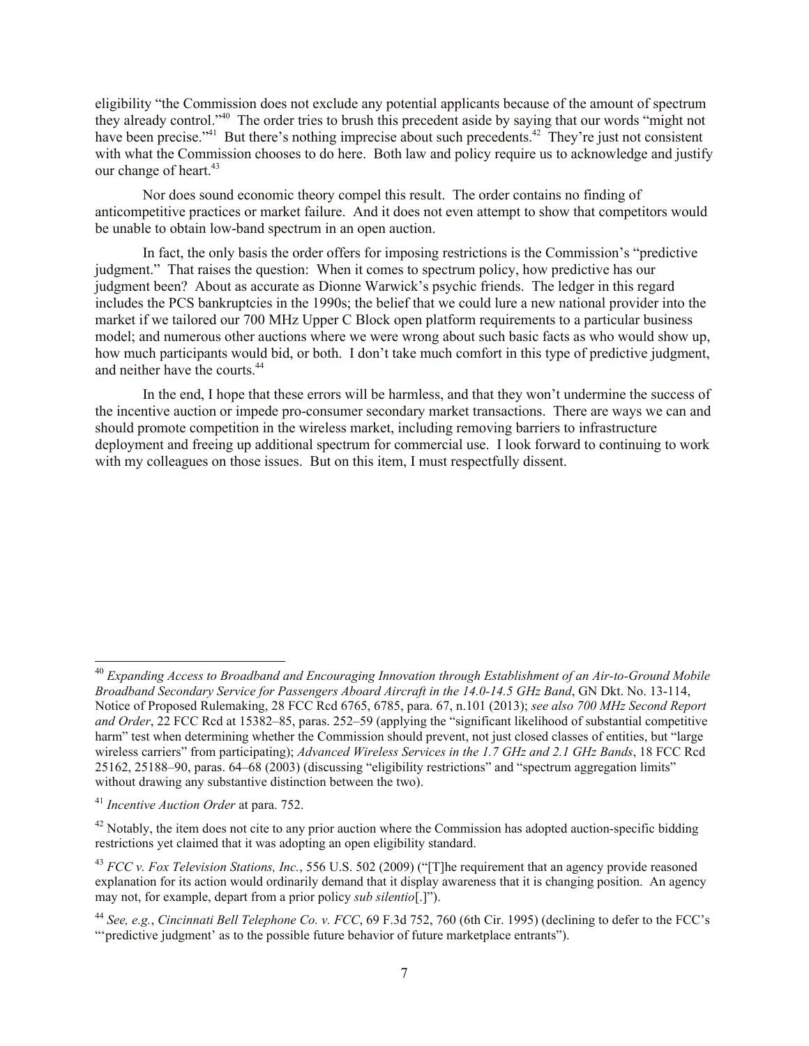eligibility "the Commission does not exclude any potential applicants because of the amount of spectrum they already control."[40] The order tries to brush this precedent aside by saying that our words "might not have been precise."[41] But there's nothing imprecise about such precedents.[42] They're just not consistent with what the Commission chooses to do here. Both law and policy require us to acknowledge and justify our change of heart.[43]

Nor does sound economic theory compel this result. The order contains no finding of anticompetitive practices or market failure. And it does not even attempt to show that competitors would be unable to obtain low-band spectrum in an open auction.

In fact, the only basis the order offers for imposing restrictions is the Commission's "predictive judgment." That raises the question: When it comes to spectrum policy, how predictive has our judgment been? About as accurate as Dionne Warwick's psychic friends. The ledger in this regard includes the PCS bankruptcies in the 1990s; the belief that we could lure a new national provider into the market if we tailored our 700 MHz Upper C Block open platform requirements to a particular business model; and numerous other auctions where we were wrong about such basic facts as who would show up, how much participants would bid, or both. I don't take much comfort in this type of predictive judgment, and neither have the courts.[44]

In the end, I hope that these errors will be harmless, and that they won't undermine the success of the incentive auction or impede pro-consumer secondary market transactions. There are ways we can and should promote competition in the wireless market, including removing barriers to infrastructure deployment and freeing up additional spectrum for commercial use. I look forward to continuing to work with my colleagues on those issues. But on this item, I must respectfully dissent.

---

[40] *Expanding Access to Broadband and Encouraging Innovation through Establishment of an Air-to-Ground Mobile Broadband Secondary Service for Passengers Aboard Aircraft in the 14.0-14.5 GHz Band*, GN Dkt. No. 13-114, Notice of Proposed Rulemaking, 28 FCC Rcd 6765, 6785, para. 67, n.101 (2013); *see also 700 MHz Second Report and Order*, 22 FCC Rcd at 15382–85, paras. 252–59 (applying the "significant likelihood of substantial competitive harm" test when determining whether the Commission should prevent, not just closed classes of entities, but "large wireless carriers" from participating); *Advanced Wireless Services in the 1.7 GHz and 2.1 GHz Bands*, 18 FCC Rcd 25162, 25188–90, paras. 64–68 (2003) (discussing "eligibility restrictions" and "spectrum aggregation limits" without drawing any substantive distinction between the two).

[41] *Incentive Auction Order* at para. 752.

[42] Notably, the item does not cite to any prior auction where the Commission has adopted auction-specific bidding restrictions yet claimed that it was adopting an open eligibility standard.

[43] *FCC v. Fox Television Stations, Inc.*, 556 U.S. 502 (2009) ("[T]he requirement that an agency provide reasoned explanation for its action would ordinarily demand that it display awareness that it is changing position. An agency may not, for example, depart from a prior policy *sub silentio*[.]").

[44] *See, e.g.*, *Cincinnati Bell Telephone Co. v. FCC*, 69 F.3d 752, 760 (6th Cir. 1995) (declining to defer to the FCC's "'predictive judgment' as to the possible future behavior of future marketplace entrants").